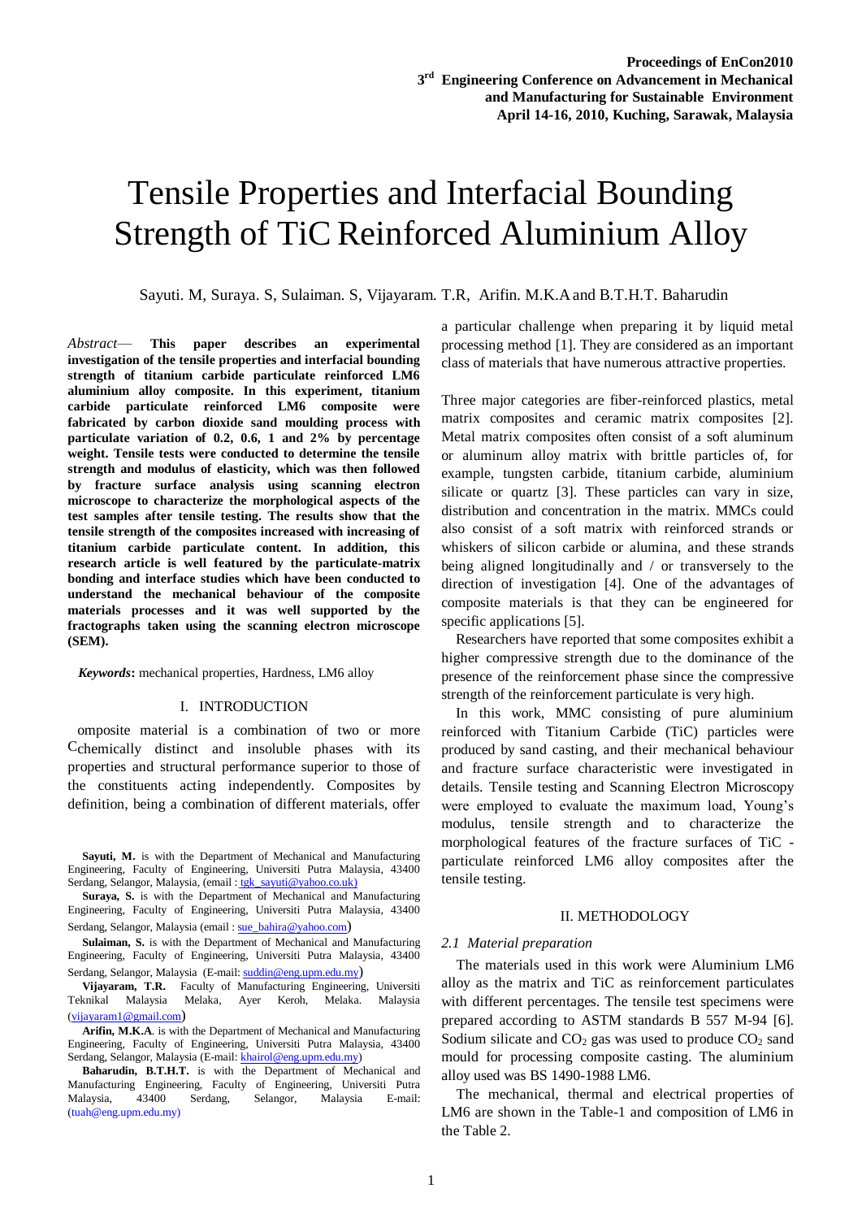# Tensile Properties and Interfacial Bounding Strength of TiC Reinforced Aluminium Alloy

Sayuti. M, Suraya. S, Sulaiman. S, Vijayaram. T.R, Arifin. M.K.A and B.T.H.T. Baharudin

*Abstract*— **This paper describes an experimental investigation of the tensile properties and interfacial bounding strength of titanium carbide particulate reinforced LM6 aluminium alloy composite. In this experiment, titanium carbide particulate reinforced LM6 composite were fabricated by carbon dioxide sand moulding process with particulate variation of 0.2, 0.6, 1 and 2% by percentage weight. Tensile tests were conducted to determine the tensile strength and modulus of elasticity, which was then followed by fracture surface analysis using scanning electron microscope to characterize the morphological aspects of the test samples after tensile testing. The results show that the tensile strength of the composites increased with increasing of titanium carbide particulate content. In addition, this research article is well featured by the particulate-matrix bonding and interface studies which have been conducted to understand the mechanical behaviour of the composite materials processes and it was well supported by the fractographs taken using the scanning electron microscope (SEM).**

***Keywords*:** mechanical properties, Hardness, LM6 alloy

## I. INTRODUCTION

Composite material is a combination of two or more chemically distinct and insoluble phases with its properties and structural performance superior to those of the constituents acting independently. Composites by definition, being a combination of different materials, offer a particular challenge when preparing it by liquid metal processing method [1]. They are considered as an important class of materials that have numerous attractive properties.

Three major categories are fiber-reinforced plastics, metal matrix composites and ceramic matrix composites [2]. Metal matrix composites often consist of a soft aluminum or aluminum alloy matrix with brittle particles of, for example, tungsten carbide, titanium carbide, aluminium silicate or quartz [3]. These particles can vary in size, distribution and concentration in the matrix. MMCs could also consist of a soft matrix with reinforced strands or whiskers of silicon carbide or alumina, and these strands being aligned longitudinally and / or transversely to the direction of investigation [4]. One of the advantages of composite materials is that they can be engineered for specific applications [5].

Researchers have reported that some composites exhibit a higher compressive strength due to the dominance of the presence of the reinforcement phase since the compressive strength of the reinforcement particulate is very high.

In this work, MMC consisting of pure aluminium reinforced with Titanium Carbide (TiC) particles were produced by sand casting, and their mechanical behaviour and fracture surface characteristic were investigated in details. Tensile testing and Scanning Electron Microscopy were employed to evaluate the maximum load, Young's modulus, tensile strength and to characterize the morphological features of the fracture surfaces of TiC - particulate reinforced LM6 alloy composites after the tensile testing.

## II. METHODOLOGY

### *2.1 Material preparation*

The materials used in this work were Aluminium LM6 alloy as the matrix and TiC as reinforcement particulates with different percentages. The tensile test specimens were prepared according to ASTM standards B 557 M-94 [6]. Sodium silicate and $CO_2$ gas was used to produce $CO_2$ sand mould for processing composite casting. The aluminium alloy used was BS 1490-1988 LM6.

The mechanical, thermal and electrical properties of LM6 are shown in the Table-1 and composition of LM6 in the Table 2.

---

**Sayuti, M.** is with the Department of Mechanical and Manufacturing Engineering, Faculty of Engineering, Universiti Putra Malaysia, 43400 Serdang, Selangor, Malaysia, (email : tgk_sayuti@yahoo.co.uk)

**Suraya, S.** is with the Department of Mechanical and Manufacturing Engineering, Faculty of Engineering, Universiti Putra Malaysia, 43400 Serdang, Selangor, Malaysia (email : sue_bahira@yahoo.com)

**Sulaiman, S.** is with the Department of Mechanical and Manufacturing Engineering, Faculty of Engineering, Universiti Putra Malaysia, 43400 Serdang, Selangor, Malaysia (E-mail: suddin@eng.upm.edu.my)

**Vijayaram, T.R.** Faculty of Manufacturing Engineering, Universiti Teknikal Malaysia Melaka, Ayer Keroh, Melaka. Malaysia (vijayaram1@gmail.com)

**Arifin, M.K.A**. is with the Department of Mechanical and Manufacturing Engineering, Faculty of Engineering, Universiti Putra Malaysia, 43400 Serdang, Selangor, Malaysia (E-mail: khairol@eng.upm.edu.my)

**Baharudin, B.T.H.T.** is with the Department of Mechanical and Manufacturing Engineering, Faculty of Engineering, Universiti Putra Malaysia, 43400 Serdang, Selangor, Malaysia E-mail: (tuah@eng.upm.edu.my)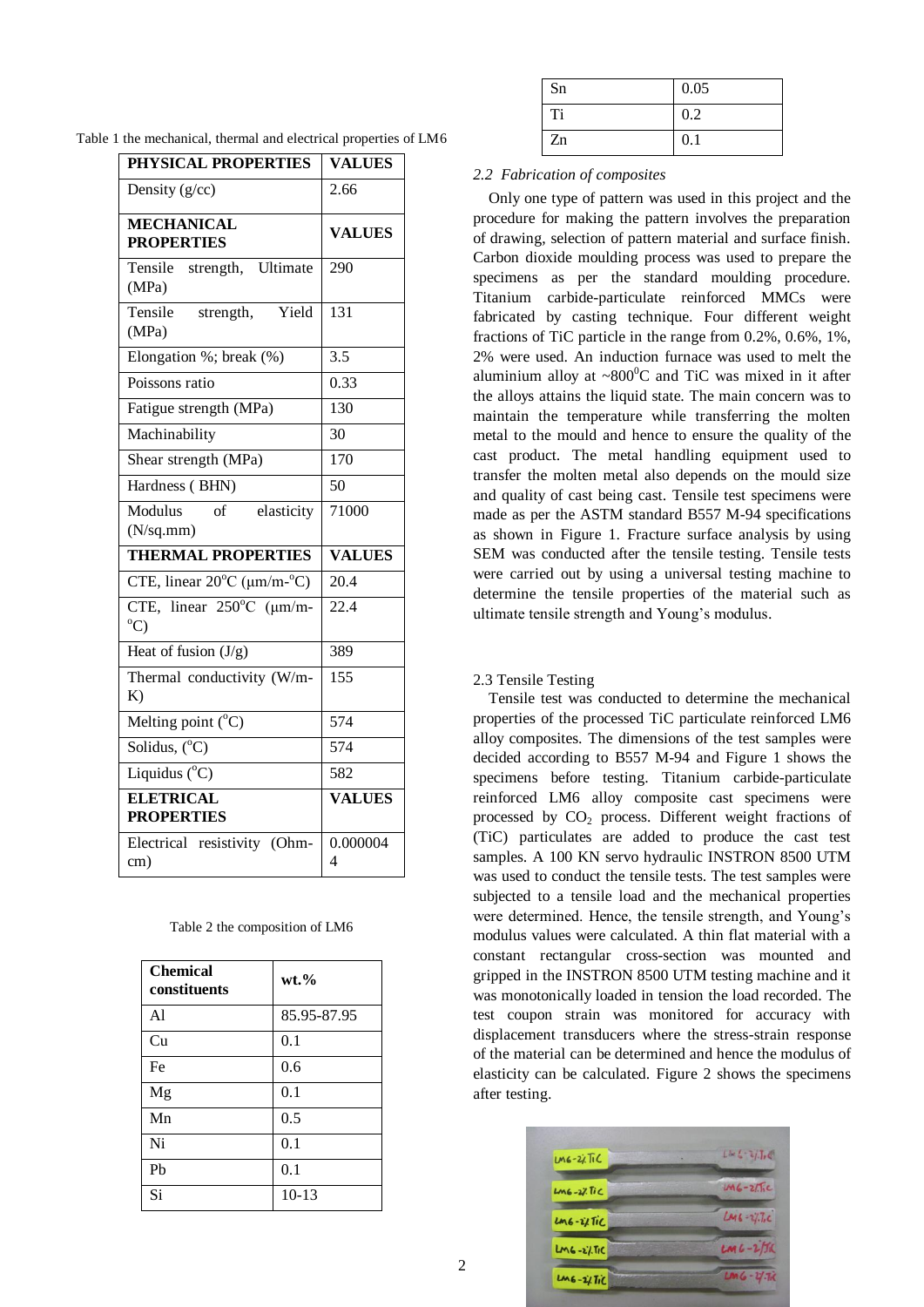Table 1 the mechanical, thermal and electrical properties of LM6

| PHYSICAL PROPERTIES | VALUES |
|---|---|
| Density (g/cc) | 2.66 |
| **MECHANICAL PROPERTIES** | **VALUES** |
| Tensile strength, Ultimate (MPa) | 290 |
| Tensile strength, Yield (MPa) | 131 |
| Elongation %; break (%) | 3.5 |
| Poissons ratio | 0.33 |
| Fatigue strength (MPa) | 130 |
| Machinability | 30 |
| Shear strength (MPa) | 170 |
| Hardness ( BHN) | 50 |
| Modulus of elasticity (N/sq.mm) | 71000 |
| **THERMAL PROPERTIES** | **VALUES** |
| CTE, linear 20°C (μm/m-°C) | 20.4 |
| CTE, linear 250°C (μm/m-°C) | 22.4 |
| Heat of fusion (J/g) | 389 |
| Thermal conductivity (W/m-K) | 155 |
| Melting point (°C) | 574 |
| Solidus, (°C) | 574 |
| Liquidus (°C) | 582 |
| **ELETRICAL PROPERTIES** | **VALUES** |
| Electrical resistivity (Ohm-cm) | 0.0000044 |

Table 2 the composition of LM6

| Chemical constituents | wt.% |
|---|---|
| Al | 85.95-87.95 |
| Cu | 0.1 |
| Fe | 0.6 |
| Mg | 0.1 |
| Mn | 0.5 |
| Ni | 0.1 |
| Pb | 0.1 |
| Si | 10-13 |
| Sn | 0.05 |
| Ti | 0.2 |
| Zn | 0.1 |

### *2.2 Fabrication of composites*

Only one type of pattern was used in this project and the procedure for making the pattern involves the preparation of drawing, selection of pattern material and surface finish. Carbon dioxide moulding process was used to prepare the specimens as per the standard moulding procedure. Titanium carbide-particulate reinforced MMCs were fabricated by casting technique. Four different weight fractions of TiC particle in the range from 0.2%, 0.6%, 1%, 2% were used. An induction furnace was used to melt the aluminium alloy at ~800°C and TiC was mixed in it after the alloys attains the liquid state. The main concern was to maintain the temperature while transferring the molten metal to the mould and hence to ensure the quality of the cast product. The metal handling equipment used to transfer the molten metal also depends on the mould size and quality of cast being cast. Tensile test specimens were made as per the ASTM standard B557 M-94 specifications as shown in Figure 1. Fracture surface analysis by using SEM was conducted after the tensile testing. Tensile tests were carried out by using a universal testing machine to determine the tensile properties of the material such as ultimate tensile strength and Young's modulus.

### 2.3 Tensile Testing

Tensile test was conducted to determine the mechanical properties of the processed TiC particulate reinforced LM6 alloy composites. The dimensions of the test samples were decided according to B557 M-94 and Figure 1 shows the specimens before testing. Titanium carbide-particulate reinforced LM6 alloy composite cast specimens were processed by $CO_2$ process. Different weight fractions of (TiC) particulates are added to produce the cast test samples. A 100 KN servo hydraulic INSTRON 8500 UTM was used to conduct the tensile tests. The test samples were subjected to a tensile load and the mechanical properties were determined. Hence, the tensile strength, and Young's modulus values were calculated. A thin flat material with a constant rectangular cross-section was mounted and gripped in the INSTRON 8500 UTM testing machine and it was monotonically loaded in tension the load recorded. The test coupon strain was monitored for accuracy with displacement transducers where the stress-strain response of the material can be determined and hence the modulus of elasticity can be calculated. Figure 2 shows the specimens after testing.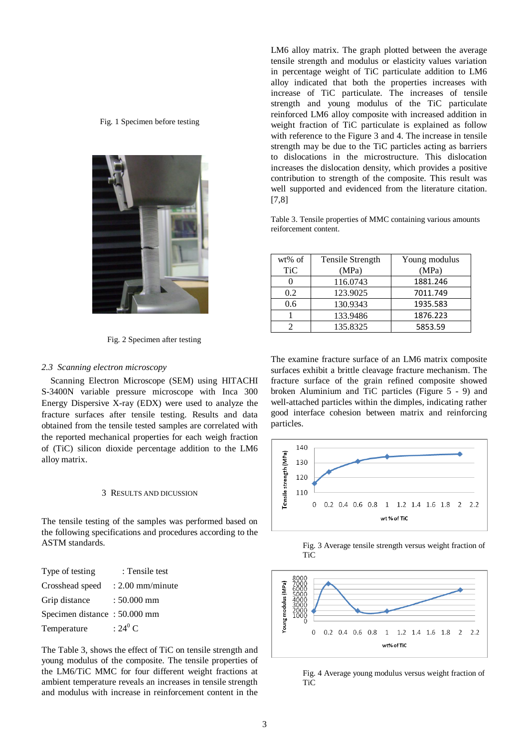Fig. 1 Specimen before testing

Fig. 2 Specimen after testing

### 2.3 *Scanning electron microscopy*

Scanning Electron Microscope (SEM) using HITACHI S-3400N variable pressure microscope with Inca 300 Energy Dispersive X-ray (EDX) were used to analyze the fracture surfaces after tensile testing. Results and data obtained from the tensile tested samples are correlated with the reported mechanical properties for each weigh fraction of (TiC) silicon dioxide percentage addition to the LM6 alloy matrix.

## 3 RESULTS AND DICUSSION

The tensile testing of the samples was performed based on the following specifications and procedures according to the ASTM standards.

Type of testing : Tensile test
Crosshead speed : 2.00 mm/minute
Grip distance : 50.000 mm
Specimen distance : 50.000 mm
Temperature : $24^0$ C

The Table 3, shows the effect of TiC on tensile strength and young modulus of the composite. The tensile properties of the LM6/TiC MMC for four different weight fractions at ambient temperature reveals an increases in tensile strength and modulus with increase in reinforcement content in the LM6 alloy matrix. The graph plotted between the average tensile strength and modulus or elasticity values variation in percentage weight of TiC particulate addition to LM6 alloy indicated that both the properties increases with increase of TiC particulate. The increases of tensile strength and young modulus of the TiC particulate reinforced LM6 alloy composite with increased addition in weight fraction of TiC particulate is explained as follow with reference to the Figure 3 and 4. The increase in tensile strength may be due to the TiC particles acting as barriers to dislocations in the microstructure. This dislocation increases the dislocation density, which provides a positive contribution to strength of the composite. This result was well supported and evidenced from the literature citation. [7,8]

Table 3. Tensile properties of MMC containing various amounts reinforcement content.

| wt% of TiC | Tensile Strength (MPa) | Young modulus (MPa) |
|---|---|---|
| 0 | 116.0743 | 1881.246 |
| 0.2 | 123.9025 | 7011.749 |
| 0.6 | 130.9343 | 1935.583 |
| 1 | 133.9486 | 1876.223 |
| 2 | 135.8325 | 5853.59 |

The examine fracture surface of an LM6 matrix composite surfaces exhibit a brittle cleavage fracture mechanism. The fracture surface of the grain refined composite showed broken Aluminium and TiC particles (Figure 5 - 9) and well-attached particles within the dimples, indicating rather good interface cohesion between matrix and reinforcing particles.

Fig. 3 Average tensile strength versus weight fraction of TiC

Fig. 4 Average young modulus versus weight fraction of TiC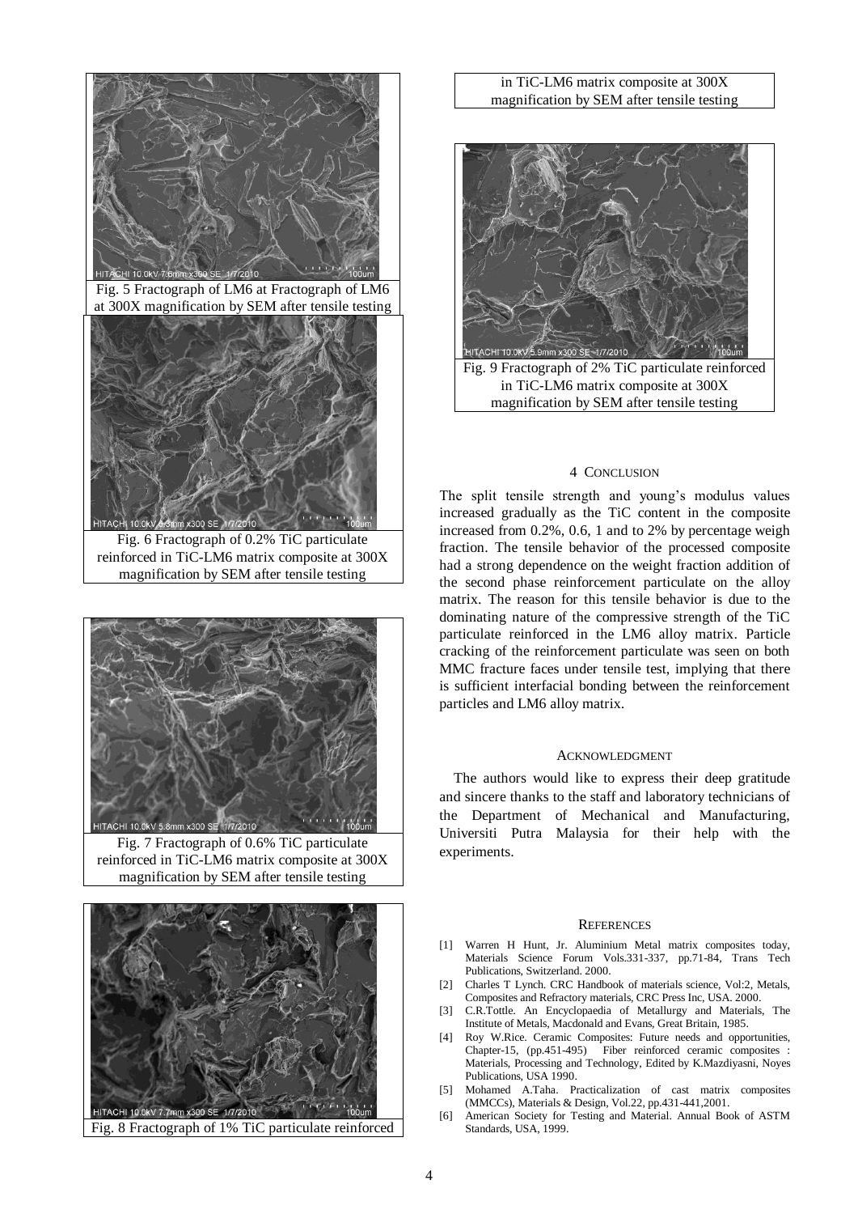Fig. 5 Fractograph of LM6 at Fractograph of LM6 at 300X magnification by SEM after tensile testing

Fig. 6 Fractograph of 0.2% TiC particulate reinforced in TiC-LM6 matrix composite at 300X magnification by SEM after tensile testing

Fig. 7 Fractograph of 0.6% TiC particulate reinforced in TiC-LM6 matrix composite at 300X magnification by SEM after tensile testing

Fig. 8 Fractograph of 1% TiC particulate reinforced in TiC-LM6 matrix composite at 300X magnification by SEM after tensile testing

Fig. 9 Fractograph of 2% TiC particulate reinforced in TiC-LM6 matrix composite at 300X magnification by SEM after tensile testing

## 4 Conclusion

The split tensile strength and young's modulus values increased gradually as the TiC content in the composite increased from 0.2%, 0.6, 1 and to 2% by percentage weigh fraction. The tensile behavior of the processed composite had a strong dependence on the weight fraction addition of the second phase reinforcement particulate on the alloy matrix. The reason for this tensile behavior is due to the dominating nature of the compressive strength of the TiC particulate reinforced in the LM6 alloy matrix. Particle cracking of the reinforcement particulate was seen on both MMC fracture faces under tensile test, implying that there is sufficient interfacial bonding between the reinforcement particles and LM6 alloy matrix.

## Acknowledgment

The authors would like to express their deep gratitude and sincere thanks to the staff and laboratory technicians of the Department of Mechanical and Manufacturing, Universiti Putra Malaysia for their help with the experiments.

## References

[1] Warren H Hunt, Jr. Aluminium Metal matrix composites today, Materials Science Forum Vols.331-337, pp.71-84, Trans Tech Publications, Switzerland. 2000.

[2] Charles T Lynch. CRC Handbook of materials science, Vol:2, Metals, Composites and Refractory materials, CRC Press Inc, USA. 2000.

[3] C.R.Tottle. An Encyclopaedia of Metallurgy and Materials, The Institute of Metals, Macdonald and Evans, Great Britain, 1985.

[4] Roy W.Rice. Ceramic Composites: Future needs and opportunities, Chapter-15, (pp.451-495) Fiber reinforced ceramic composites : Materials, Processing and Technology, Edited by K.Mazdiyasni, Noyes Publications, USA 1990.

[5] Mohamed A.Taha. Practicalization of cast matrix composites (MMCCs), Materials & Design, Vol.22, pp.431-441,2001.

[6] American Society for Testing and Material. Annual Book of ASTM Standards, USA, 1999.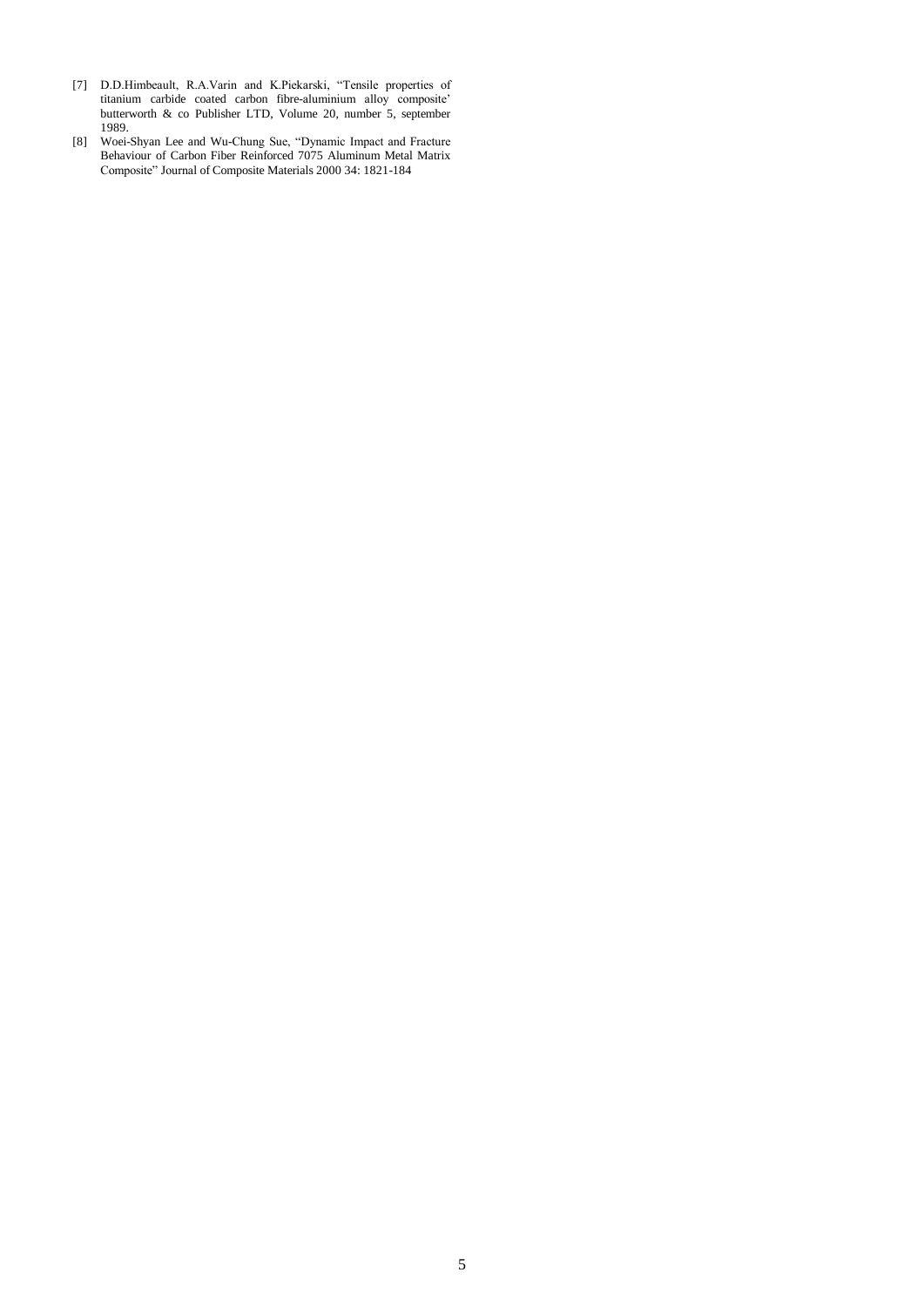[7] D.D.Himbeault, R.A.Varin and K.Piekarski, "Tensile properties of titanium carbide coated carbon fibre-aluminium alloy composite' butterworth & co Publisher LTD, Volume 20, number 5, september 1989.

[8] Woei-Shyan Lee and Wu-Chung Sue, "Dynamic Impact and Fracture Behaviour of Carbon Fiber Reinforced 7075 Aluminum Metal Matrix Composite" Journal of Composite Materials 2000 34: 1821-184